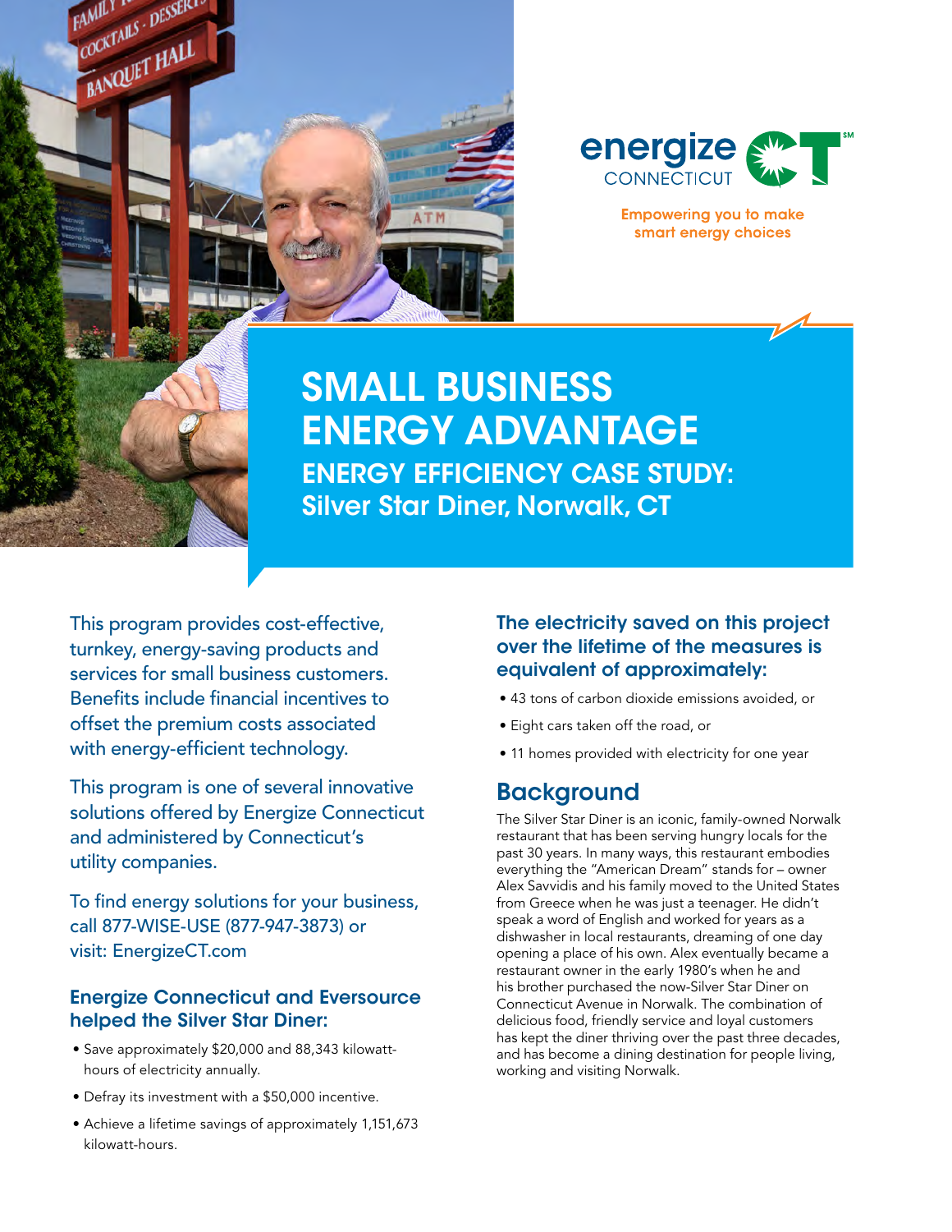energize CONNECTICUT[SM]

Empowering you to make smart energy choices

# SMALL BUSINESS ENERGY ADVANTAGE

## ENERGY EFFICIENCY CASE STUDY: Silver Star Diner, Norwalk, CT

This program provides cost-effective, turnkey, energy-saving products and services for small business customers. Benefits include financial incentives to offset the premium costs associated with energy-efficient technology.

This program is one of several innovative solutions offered by Energize Connecticut and administered by Connecticut's utility companies.

To find energy solutions for your business, call 877-WISE-USE (877-947-3873) or visit: EnergizeCT.com

### Energize Connecticut and Eversource helped the Silver Star Diner:

- Save approximately $20,000 and 88,343 kilowatt-hours of electricity annually.
- Defray its investment with a $50,000 incentive.
- Achieve a lifetime savings of approximately 1,151,673 kilowatt-hours.

### The electricity saved on this project over the lifetime of the measures is equivalent of approximately:

- 43 tons of carbon dioxide emissions avoided, or
- Eight cars taken off the road, or
- 11 homes provided with electricity for one year

## Background

The Silver Star Diner is an iconic, family-owned Norwalk restaurant that has been serving hungry locals for the past 30 years. In many ways, this restaurant embodies everything the "American Dream" stands for – owner Alex Savvidis and his family moved to the United States from Greece when he was just a teenager. He didn't speak a word of English and worked for years as a dishwasher in local restaurants, dreaming of one day opening a place of his own. Alex eventually became a restaurant owner in the early 1980's when he and his brother purchased the now-Silver Star Diner on Connecticut Avenue in Norwalk. The combination of delicious food, friendly service and loyal customers has kept the diner thriving over the past three decades, and has become a dining destination for people living, working and visiting Norwalk.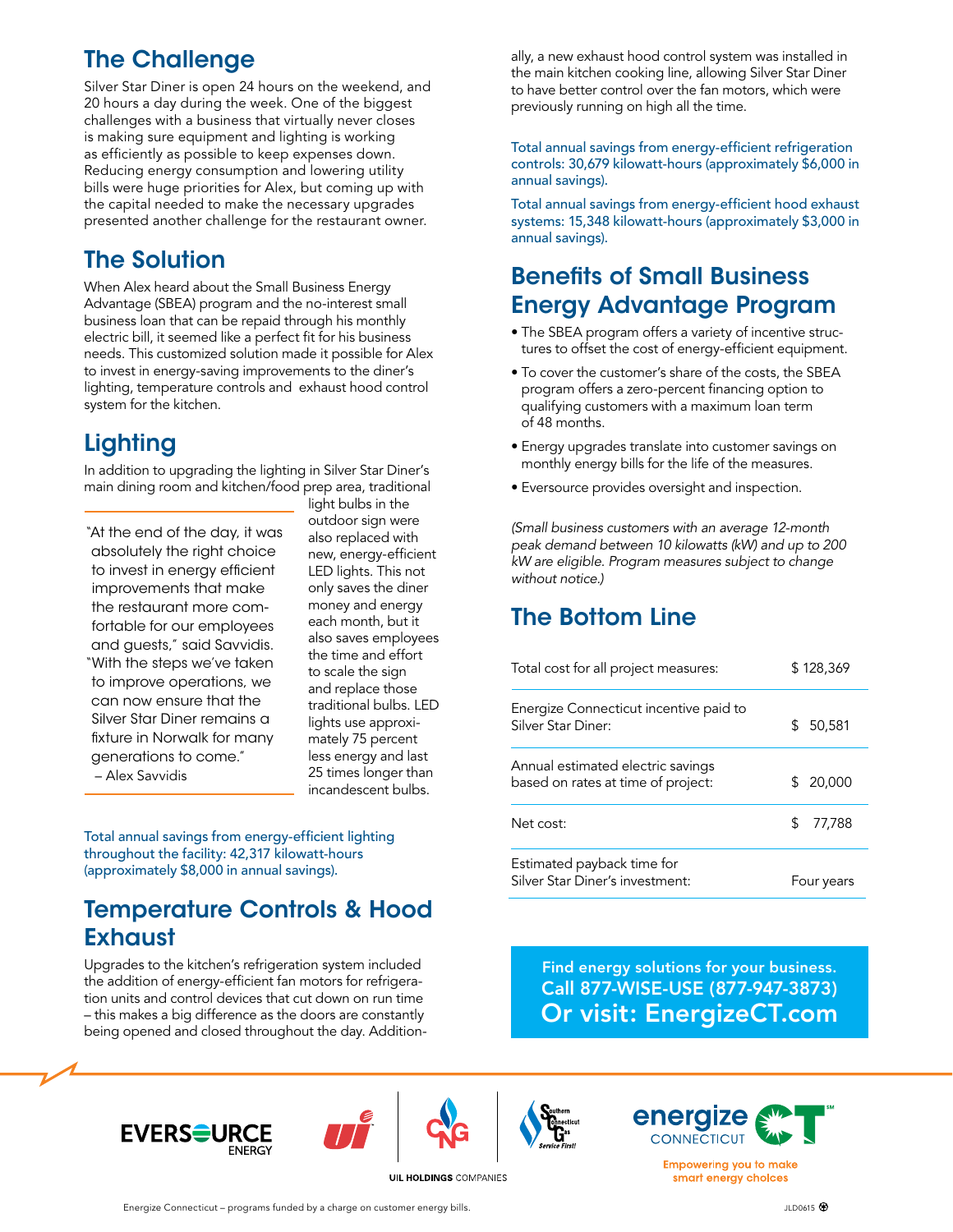## The Challenge

Silver Star Diner is open 24 hours on the weekend, and 20 hours a day during the week. One of the biggest challenges with a business that virtually never closes is making sure equipment and lighting is working as efficiently as possible to keep expenses down. Reducing energy consumption and lowering utility bills were huge priorities for Alex, but coming up with the capital needed to make the necessary upgrades presented another challenge for the restaurant owner.

## The Solution

When Alex heard about the Small Business Energy Advantage (SBEA) program and the no-interest small business loan that can be repaid through his monthly electric bill, it seemed like a perfect fit for his business needs. This customized solution made it possible for Alex to invest in energy-saving improvements to the diner's lighting, temperature controls and exhaust hood control system for the kitchen.

## Lighting

In addition to upgrading the lighting in Silver Star Diner's main dining room and kitchen/food prep area, traditional light bulbs in the outdoor sign were also replaced with new, energy-efficient LED lights. This not only saves the diner money and energy each month, but it also saves employees the time and effort to scale the sign and replace those traditional bulbs. LED lights use approximately 75 percent less energy and last 25 times longer than incandescent bulbs.

> "At the end of the day, it was absolutely the right choice to invest in energy efficient improvements that make the restaurant more comfortable for our employees and guests," said Savvidis. "With the steps we've taken to improve operations, we can now ensure that the Silver Star Diner remains a fixture in Norwalk for many generations to come."
> – Alex Savvidis

Total annual savings from energy-efficient lighting throughout the facility: 42,317 kilowatt-hours (approximately $8,000 in annual savings).

## Temperature Controls & Hood Exhaust

Upgrades to the kitchen's refrigeration system included the addition of energy-efficient fan motors for refrigeration units and control devices that cut down on run time – this makes a big difference as the doors are constantly being opened and closed throughout the day. Additionally, a new exhaust hood control system was installed in the main kitchen cooking line, allowing Silver Star Diner to have better control over the fan motors, which were previously running on high all the time.

Total annual savings from energy-efficient refrigeration controls: 30,679 kilowatt-hours (approximately $6,000 in annual savings).

Total annual savings from energy-efficient hood exhaust systems: 15,348 kilowatt-hours (approximately $3,000 in annual savings).

## Benefits of Small Business Energy Advantage Program

- The SBEA program offers a variety of incentive structures to offset the cost of energy-efficient equipment.
- To cover the customer's share of the costs, the SBEA program offers a zero-percent financing option to qualifying customers with a maximum loan term of 48 months.
- Energy upgrades translate into customer savings on monthly energy bills for the life of the measures.
- Eversource provides oversight and inspection.

*(Small business customers with an average 12-month peak demand between 10 kilowatts (kW) and up to 200 kW are eligible. Program measures subject to change without notice.)*

## The Bottom Line

| | |
|---|---|
| Total cost for all project measures: | $ 128,369 |
| Energize Connecticut incentive paid to Silver Star Diner: | $ 50,581 |
| Annual estimated electric savings based on rates at time of project: | $ 20,000 |
| Net cost: | $ 77,788 |
| Estimated payback time for Silver Star Diner's investment: | Four years |

**Find energy solutions for your business.**
**Call 877-WISE-USE (877-947-3873)**
**Or visit: EnergizeCT.com**

EVERSOURCE ENERGY

UIL HOLDINGS COMPANIES

Southern Connecticut Gas Service First!

energize CONNECTICUT

Empowering you to make smart energy choices

Energize Connecticut – programs funded by a charge on customer energy bills.

JLD0615